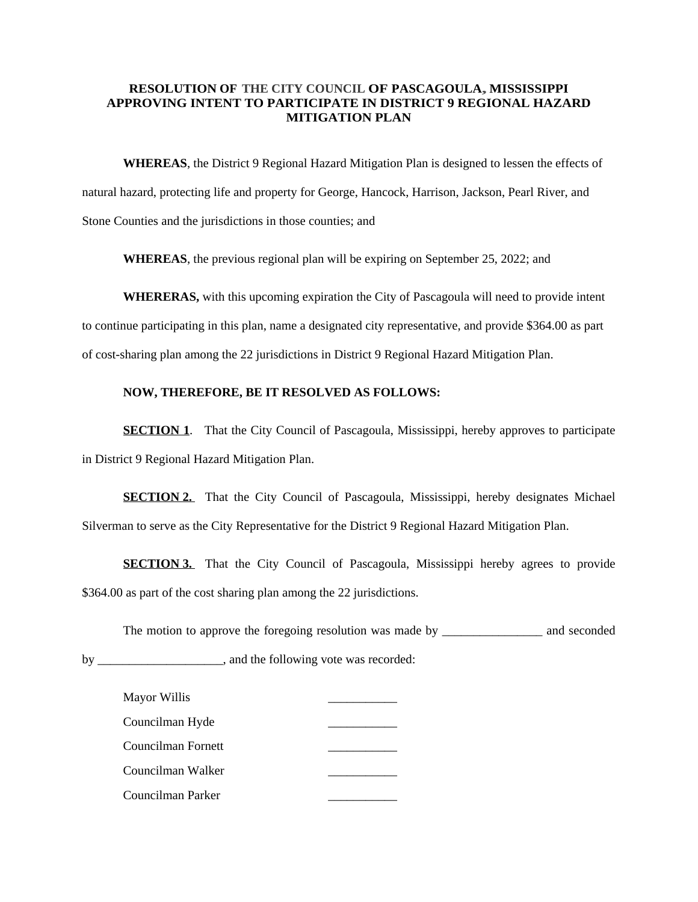**RESOLUTION OF THE CITY COUNCIL OF PASCAGOULA, MISSISSIPPI APPROVING INTENT TO PARTICIPATE IN DISTRICT 9 REGIONAL HAZARD MITIGATION PLAN**

**WHEREAS**, the District 9 Regional Hazard Mitigation Plan is designed to lessen the effects of natural hazard, protecting life and property for George, Hancock, Harrison, Jackson, Pearl River, and Stone Counties and the jurisdictions in those counties; and

**WHEREAS**, the previous regional plan will be expiring on September 25, 2022; and

**WHERERAS,** with this upcoming expiration the City of Pascagoula will need to provide intent to continue participating in this plan, name a designated city representative, and provide $364.00 as part of cost-sharing plan among the 22 jurisdictions in District 9 Regional Hazard Mitigation Plan.

**NOW, THEREFORE, BE IT RESOLVED AS FOLLOWS:**

**SECTION 1**. That the City Council of Pascagoula, Mississippi, hereby approves to participate in District 9 Regional Hazard Mitigation Plan.

**SECTION 2.** That the City Council of Pascagoula, Mississippi, hereby designates Michael Silverman to serve as the City Representative for the District 9 Regional Hazard Mitigation Plan.

**SECTION 3.** That the City Council of Pascagoula, Mississippi hereby agrees to provide $364.00 as part of the cost sharing plan among the 22 jurisdictions.

The motion to approve the foregoing resolution was made by ________________ and seconded by ____________________, and the following vote was recorded:

Mayor Willis ___________

Councilman Hyde ___________

Councilman Fornett ___________

Councilman Walker ___________

Councilman Parker ___________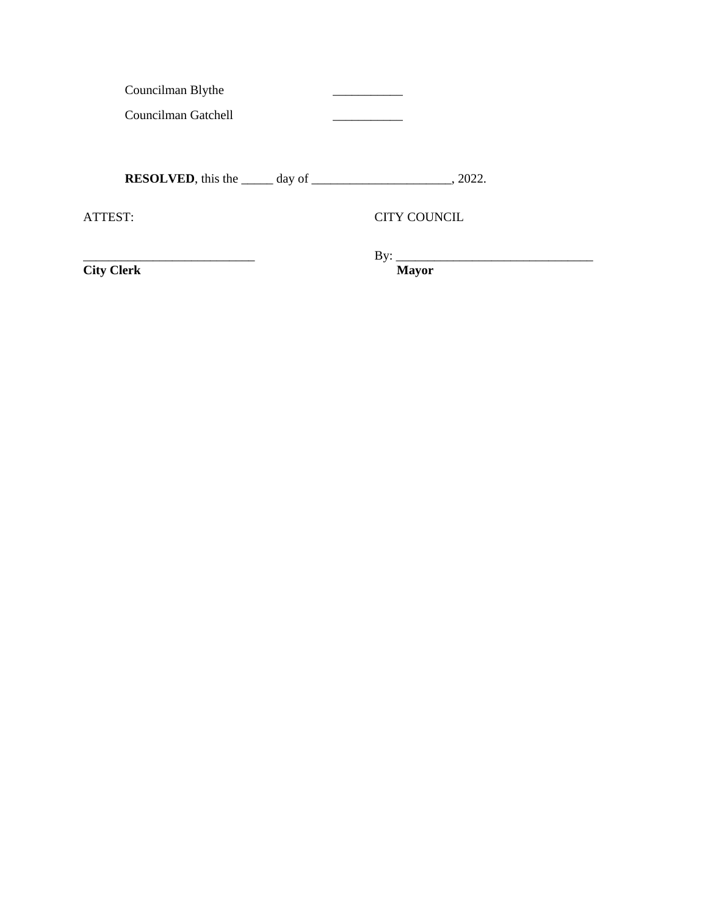Councilman Blythe ___________

Councilman Gatchell ___________

**RESOLVED**, this the _____ day of ______________________, 2022.

ATTEST:

____________________________
**City Clerk**

CITY COUNCIL

By: ________________________________
**Mayor**